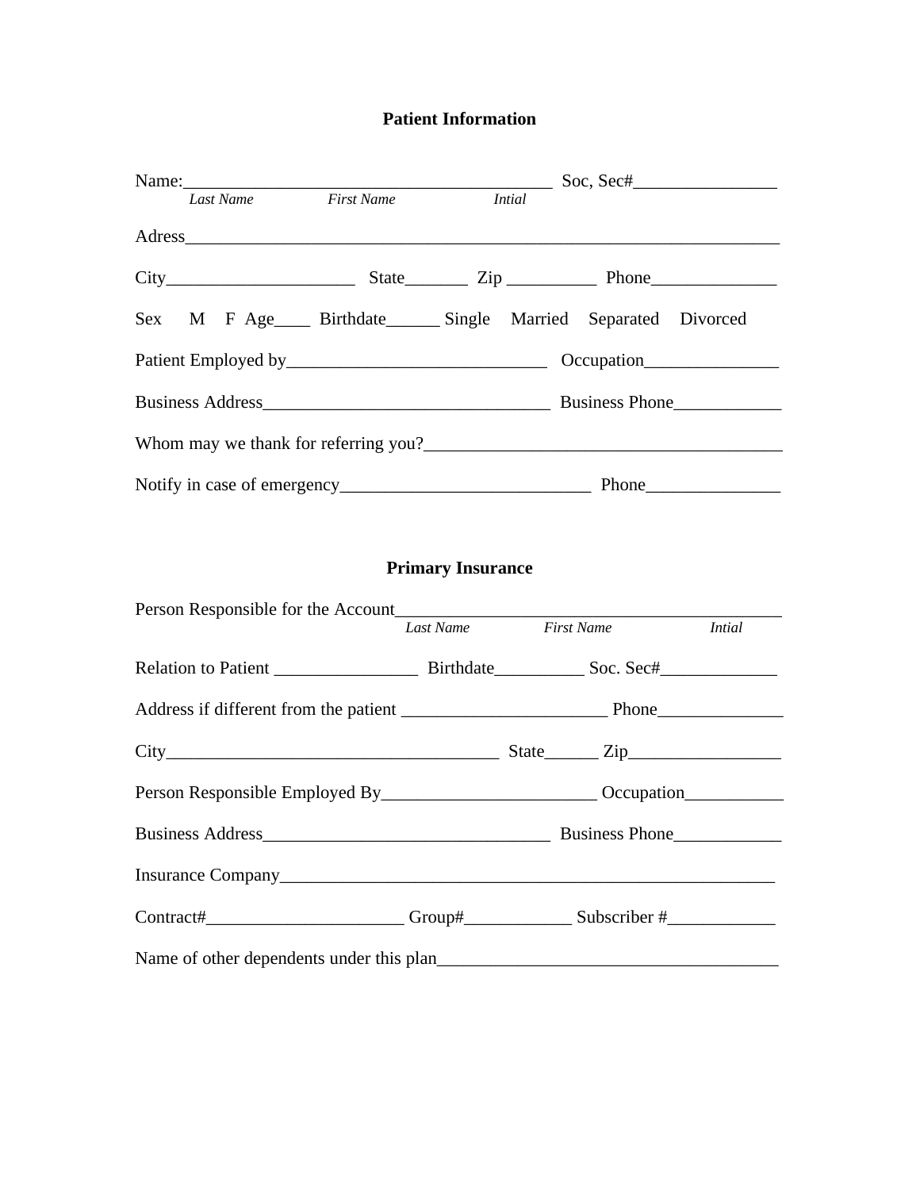## Patient Information

Name:__________________________________________ Soc, Sec#________________
*Last Name* *First Name* *Intial*

Adress____________________________________________________________________

City_____________________ State_______ Zip __________ Phone______________

Sex M F Age____ Birthdate______ Single Married Separated Divorced

Patient Employed by_____________________________ Occupation_______________

Business Address________________________________ Business Phone____________

Whom may we thank for referring you?________________________________________

Notify in case of emergency___________________________ Phone_______________

## Primary Insurance

Person Responsible for the Account___________________________________________
*Last Name* *First Name* *Intial*

Relation to Patient ________________ Birthdate__________ Soc. Sec#_____________

Address if different from the patient _______________________ Phone______________

City_____________________________________ State______ Zip_________________

Person Responsible Employed By________________________ Occupation___________

Business Address________________________________ Business Phone____________

Insurance Company________________________________________________________

Contract#______________________ Group#____________ Subscriber #____________

Name of other dependents under this plan_____________________________________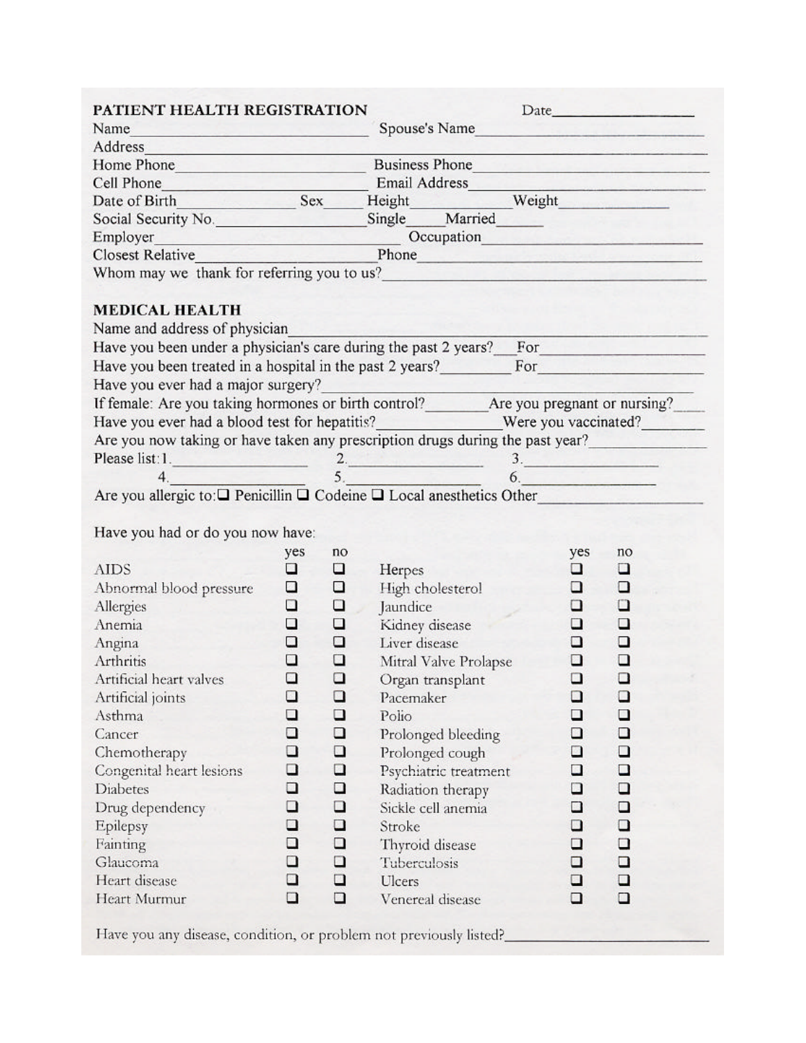## PATIENT HEALTH REGISTRATION

Date\_\_\_\_\_\_\_\_\_\_\_\_\_\_\_\_

Name\_\_\_\_\_\_\_\_\_\_\_\_\_\_\_\_\_\_\_\_ Spouse's Name\_\_\_\_\_\_\_\_\_\_\_\_\_\_\_\_\_\_\_\_

Address\_\_\_\_\_\_\_\_\_\_\_\_\_\_\_\_\_\_\_\_\_\_\_\_\_\_\_\_\_\_\_\_\_\_\_\_\_\_\_\_

Home Phone\_\_\_\_\_\_\_\_\_\_\_\_\_\_\_\_ Business Phone\_\_\_\_\_\_\_\_\_\_\_\_\_\_\_\_

Cell Phone\_\_\_\_\_\_\_\_\_\_\_\_\_\_\_\_ Email Address\_\_\_\_\_\_\_\_\_\_\_\_\_\_\_\_

Date of Birth\_\_\_\_\_\_\_\_\_\_ Sex\_\_\_\_ Height\_\_\_\_\_\_\_\_ Weight\_\_\_\_\_\_\_\_

Social Security No.\_\_\_\_\_\_\_\_\_\_\_\_\_\_\_\_ Single\_\_\_\_ Married\_\_\_\_

Employer\_\_\_\_\_\_\_\_\_\_\_\_\_\_\_\_\_\_\_\_ Occupation\_\_\_\_\_\_\_\_\_\_\_\_\_\_\_\_\_\_\_\_

Closest Relative\_\_\_\_\_\_\_\_\_\_\_\_\_\_\_\_\_\_\_\_ Phone\_\_\_\_\_\_\_\_\_\_\_\_\_\_\_\_\_\_\_\_

Whom may we thank for referring you to us?\_\_\_\_\_\_\_\_\_\_\_\_\_\_\_\_\_\_\_\_

## MEDICAL HEALTH

Name and address of physician\_\_\_\_\_\_\_\_\_\_\_\_\_\_\_\_\_\_\_\_\_\_\_\_\_\_\_\_\_\_\_\_

Have you been under a physician's care during the past 2 years?\_\_\_\_ For\_\_\_\_\_\_\_\_\_\_\_\_\_\_\_\_

Have you been treated in a hospital in the past 2 years?\_\_\_\_\_\_\_\_ For\_\_\_\_\_\_\_\_\_\_\_\_\_\_\_\_

Have you ever had a major surgery?\_\_\_\_\_\_\_\_\_\_\_\_\_\_\_\_\_\_\_\_\_\_\_\_\_\_\_\_\_\_\_\_

If female: Are you taking hormones or birth control?\_\_\_\_\_\_\_\_ Are you pregnant or nursing?\_\_\_\_

Have you ever had a blood test for hepatitis?\_\_\_\_\_\_\_\_\_\_\_\_\_\_\_\_ Were you vaccinated?\_\_\_\_\_\_\_\_

Are you now taking or have taken any prescription drugs during the past year?\_\_\_\_\_\_\_\_\_\_\_\_\_\_\_\_

Please list: 1.\_\_\_\_\_\_\_\_\_\_\_\_\_\_\_\_ 2.\_\_\_\_\_\_\_\_\_\_\_\_\_\_\_\_ 3.\_\_\_\_\_\_\_\_\_\_\_\_\_\_\_\_

4.\_\_\_\_\_\_\_\_\_\_\_\_\_\_\_\_ 5.\_\_\_\_\_\_\_\_\_\_\_\_\_\_\_\_ 6.\_\_\_\_\_\_\_\_\_\_\_\_\_\_\_\_

Are you allergic to: ☐ Penicillin ☐ Codeine ☐ Local anesthetics Other\_\_\_\_\_\_\_\_\_\_\_\_\_\_\_\_

Have you had or do you now have:

| | yes | no | | yes | no |
|---|---|---|---|---|---|
| AIDS | ☐ | ☐ | Herpes | ☐ | ☐ |
| Abnormal blood pressure | ☐ | ☐ | High cholesterol | ☐ | ☐ |
| Allergies | ☐ | ☐ | Jaundice | ☐ | ☐ |
| Anemia | ☐ | ☐ | Kidney disease | ☐ | ☐ |
| Angina | ☐ | ☐ | Liver disease | ☐ | ☐ |
| Arthritis | ☐ | ☐ | Mitral Valve Prolapse | ☐ | ☐ |
| Artificial heart valves | ☐ | ☐ | Organ transplant | ☐ | ☐ |
| Artificial joints | ☐ | ☐ | Pacemaker | ☐ | ☐ |
| Asthma | ☐ | ☐ | Polio | ☐ | ☐ |
| Cancer | ☐ | ☐ | Prolonged bleeding | ☐ | ☐ |
| Chemotherapy | ☐ | ☐ | Prolonged cough | ☐ | ☐ |
| Congenital heart lesions | ☐ | ☐ | Psychiatric treatment | ☐ | ☐ |
| Diabetes | ☐ | ☐ | Radiation therapy | ☐ | ☐ |
| Drug dependency | ☐ | ☐ | Sickle cell anemia | ☐ | ☐ |
| Epilepsy | ☐ | ☐ | Stroke | ☐ | ☐ |
| Fainting | ☐ | ☐ | Thyroid disease | ☐ | ☐ |
| Glaucoma | ☐ | ☐ | Tuberculosis | ☐ | ☐ |
| Heart disease | ☐ | ☐ | Ulcers | ☐ | ☐ |
| Heart Murmur | ☐ | ☐ | Venereal disease | ☐ | ☐ |

Have you any disease, condition, or problem not previously listed?\_\_\_\_\_\_\_\_\_\_\_\_\_\_\_\_\_\_\_\_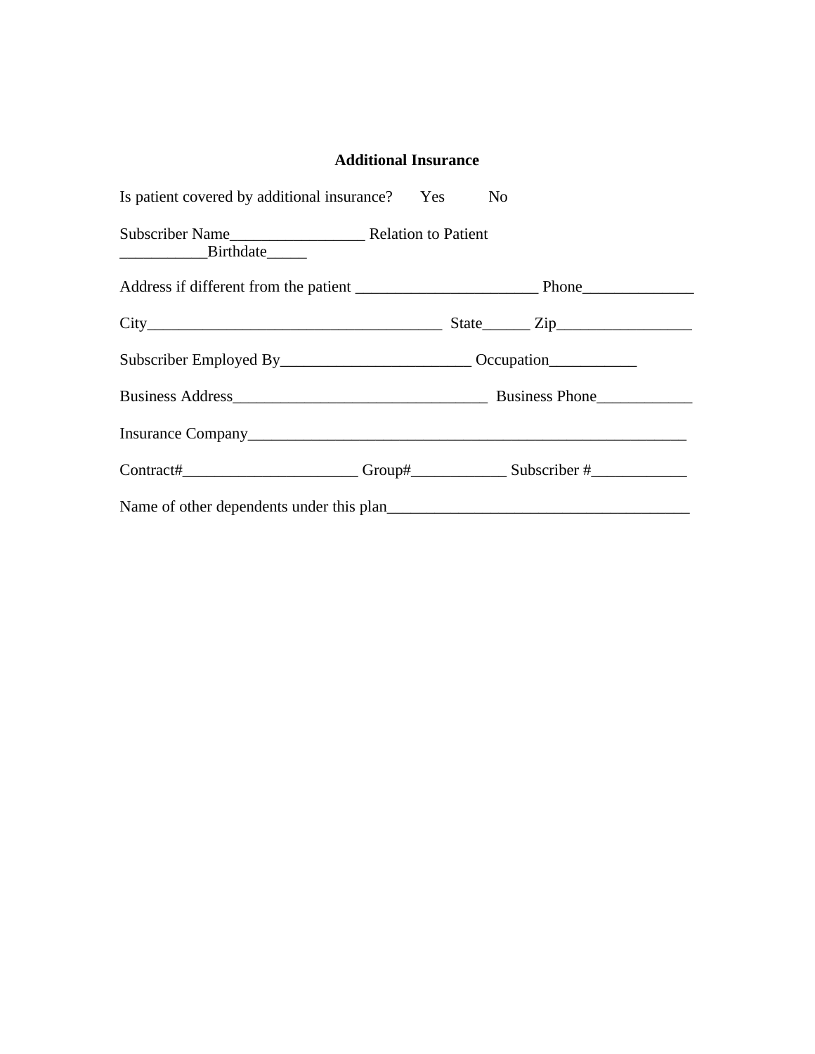## Additional Insurance

Is patient covered by additional insurance? Yes No

Subscriber Name_________________ Relation to Patient ___________Birthdate_____

Address if different from the patient _______________________ Phone______________

City_____________________________________ State______ Zip_________________

Subscriber Employed By________________________ Occupation___________

Business Address________________________________ Business Phone____________

Insurance Company________________________________________________________

Contract#______________________ Group#____________ Subscriber #____________

Name of other dependents under this plan______________________________________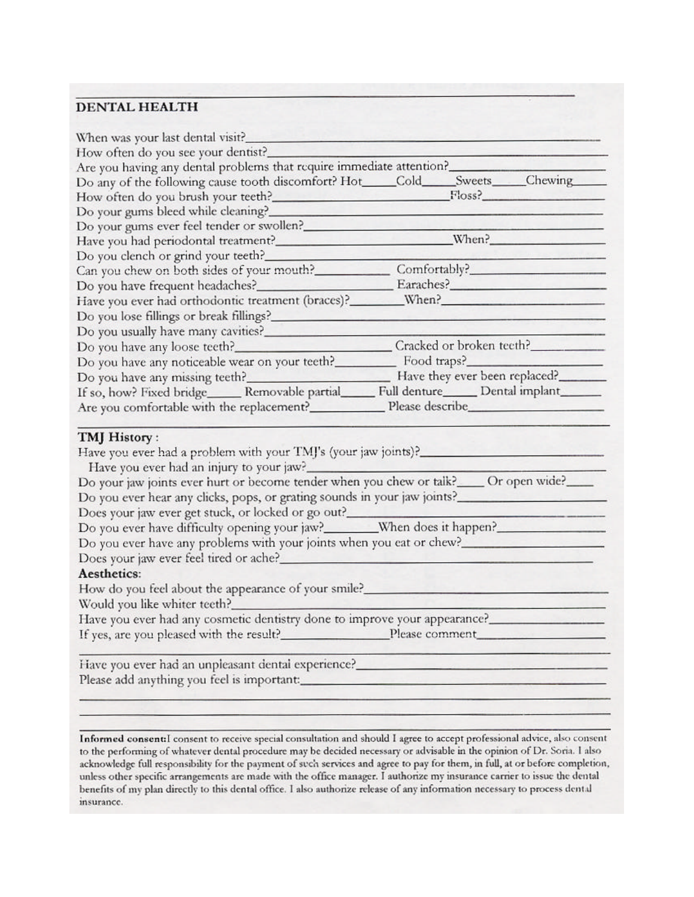## DENTAL HEALTH

When was your last dental visit?\_\_\_\_\_\_\_\_\_\_\_\_\_\_\_\_\_\_\_\_\_\_\_\_\_\_\_\_\_\_\_\_\_\_\_\_\_\_\_\_

How often do you see your dentist?\_\_\_\_\_\_\_\_\_\_\_\_\_\_\_\_\_\_\_\_\_\_\_\_\_\_\_\_\_\_\_\_\_\_\_\_\_\_\_\_

Are you having any dental problems that require immediate attention?\_\_\_\_\_\_\_\_\_\_\_\_\_\_\_\_\_\_\_\_

Do any of the following cause tooth discomfort? Hot\_\_\_\_\_Cold\_\_\_\_\_Sweets\_\_\_\_\_Chewing\_\_\_\_\_

How often do you brush your teeth?\_\_\_\_\_\_\_\_\_\_\_\_\_\_\_\_\_\_\_\_\_\_\_\_Floss?\_\_\_\_\_\_\_\_\_\_\_\_\_\_\_\_

Do your gums bleed while cleaning?\_\_\_\_\_\_\_\_\_\_\_\_\_\_\_\_\_\_\_\_\_\_\_\_\_\_\_\_\_\_\_\_\_\_\_\_\_\_\_\_

Do your gums ever feel tender or swollen?\_\_\_\_\_\_\_\_\_\_\_\_\_\_\_\_\_\_\_\_\_\_\_\_\_\_\_\_\_\_\_\_\_\_\_\_

Have you had periodontal treatment?\_\_\_\_\_\_\_\_\_\_\_\_\_\_\_\_\_\_\_\_\_\_\_\_When?\_\_\_\_\_\_\_\_\_\_\_\_\_\_\_\_

Do you clench or grind your teeth?\_\_\_\_\_\_\_\_\_\_\_\_\_\_\_\_\_\_\_\_\_\_\_\_\_\_\_\_\_\_\_\_\_\_\_\_\_\_\_\_

Can you chew on both sides of your mouth?\_\_\_\_\_\_\_\_\_\_ Comfortably?\_\_\_\_\_\_\_\_\_\_\_\_\_\_\_\_

Do you have frequent headaches?\_\_\_\_\_\_\_\_\_\_\_\_\_\_\_\_\_\_ Earaches?\_\_\_\_\_\_\_\_\_\_\_\_\_\_\_\_\_\_

Have you ever had orthodontic treatment (braces)?\_\_\_\_\_\_\_\_When?\_\_\_\_\_\_\_\_\_\_\_\_\_\_\_\_\_\_

Do you lose fillings or break fillings?\_\_\_\_\_\_\_\_\_\_\_\_\_\_\_\_\_\_\_\_\_\_\_\_\_\_\_\_\_\_\_\_\_\_\_\_\_\_

Do you usually have many cavities?\_\_\_\_\_\_\_\_\_\_\_\_\_\_\_\_\_\_\_\_\_\_\_\_\_\_\_\_\_\_\_\_\_\_\_\_\_\_\_\_

Do you have any loose teeth?\_\_\_\_\_\_\_\_\_\_\_\_\_\_\_\_\_\_\_\_\_\_ Cracked or broken teeth?\_\_\_\_\_\_\_\_\_\_\_

Do you have any noticeable wear on your teeth?\_\_\_\_\_\_\_\_\_ Food traps?\_\_\_\_\_\_\_\_\_\_\_\_\_\_\_\_\_\_

Do you have any missing teeth?\_\_\_\_\_\_\_\_\_\_\_\_\_\_\_\_\_\_\_\_ Have they ever been replaced?\_\_\_\_\_\_\_

If so, how? Fixed bridge\_\_\_\_\_ Removable partial\_\_\_\_\_ Full denture\_\_\_\_\_ Dental implant\_\_\_\_\_

Are you comfortable with the replacement?\_\_\_\_\_\_\_\_\_\_\_ Please describe\_\_\_\_\_\_\_\_\_\_\_\_\_\_\_\_\_\_

### TMJ History:

Have you ever had a problem with your TMJ's (your jaw joints)?\_\_\_\_\_\_\_\_\_\_\_\_\_\_\_\_\_\_\_\_\_\_\_\_

Have you ever had an injury to your jaw?\_\_\_\_\_\_\_\_\_\_\_\_\_\_\_\_\_\_\_\_\_\_\_\_\_\_\_\_\_\_\_\_\_\_\_\_

Do your jaw joints ever hurt or become tender when you chew or talk?\_\_\_\_ Or open wide?\_\_\_\_

Do you ever hear any clicks, pops, or grating sounds in your jaw joints?\_\_\_\_\_\_\_\_\_\_\_\_\_\_\_\_\_\_\_\_

Does your jaw ever get stuck, or locked or go out?\_\_\_\_\_\_\_\_\_\_\_\_\_\_\_\_\_\_\_\_\_\_\_\_\_\_\_\_\_\_

Do you ever have difficulty opening your jaw?\_\_\_\_\_\_\_\_When does it happen?\_\_\_\_\_\_\_\_\_\_\_\_\_\_\_

Do you ever have any problems with your joints when you eat or chew?\_\_\_\_\_\_\_\_\_\_\_\_\_\_\_\_\_\_\_\_

Does your jaw ever feel tired or ache?\_\_\_\_\_\_\_\_\_\_\_\_\_\_\_\_\_\_\_\_\_\_\_\_\_\_\_\_\_\_\_\_\_\_\_\_\_\_\_\_

### Aesthetics:

How do you feel about the appearance of your smile?\_\_\_\_\_\_\_\_\_\_\_\_\_\_\_\_\_\_\_\_\_\_\_\_\_\_\_\_\_

Would you like whiter teeth?\_\_\_\_\_\_\_\_\_\_\_\_\_\_\_\_\_\_\_\_\_\_\_\_\_\_\_\_\_\_\_\_\_\_\_\_\_\_\_\_\_\_\_\_\_\_

Have you ever had any cosmetic dentistry done to improve your appearance?\_\_\_\_\_\_\_\_\_\_\_\_\_\_\_\_

If yes, are you pleased with the result?\_\_\_\_\_\_\_\_\_\_\_\_\_\_\_\_Please comment\_\_\_\_\_\_\_\_\_\_\_\_\_\_\_\_\_\_

Have you ever had an unpleasant dental experience?\_\_\_\_\_\_\_\_\_\_\_\_\_\_\_\_\_\_\_\_\_\_\_\_\_\_\_\_\_\_\_

Please add anything you feel is important:\_\_\_\_\_\_\_\_\_\_\_\_\_\_\_\_\_\_\_\_\_\_\_\_\_\_\_\_\_\_\_\_\_\_\_\_\_

**Informed consent:** I consent to receive special consultation and should I agree to accept professional advice, also consent to the performing of whatever dental procedure may be decided necessary or advisable in the opinion of Dr. Soria. I also acknowledge full responsibility for the payment of such services and agree to pay for them, in full, at or before completion, unless other specific arrangements are made with the office manager. I authorize my insurance carrier to issue the dental benefits of my plan directly to this dental office. I also authorize release of any information necessary to process dental insurance.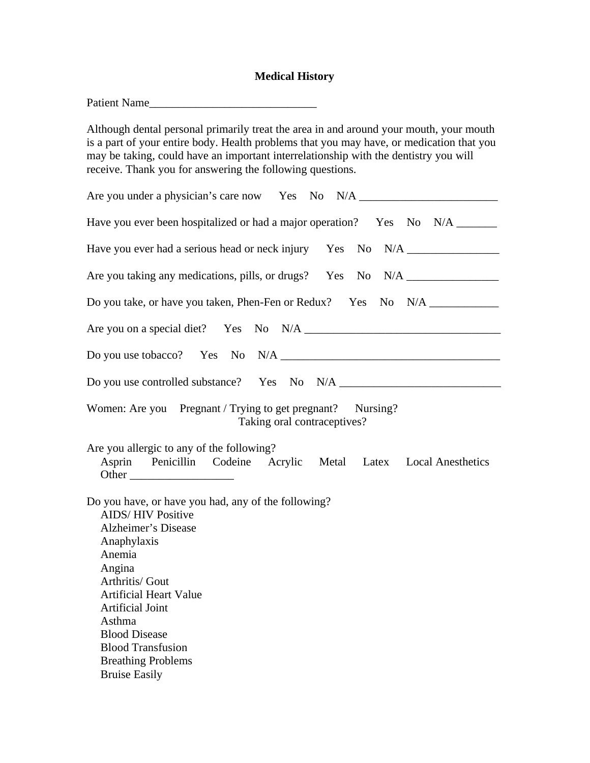# Medical History

Patient Name_____________________________

Although dental personal primarily treat the area in and around your mouth, your mouth is a part of your entire body. Health problems that you may have, or medication that you may be taking, could have an important interrelationship with the dentistry you will receive. Thank you for answering the following questions.

Are you under a physician's care now   Yes   No   N/A ________________________

Have you ever been hospitalized or had a major operation?   Yes   No   N/A _______

Have you ever had a serious head or neck injury   Yes   No   N/A ________________

Are you taking any medications, pills, or drugs?   Yes   No   N/A ________________

Do you take, or have you taken, Phen-Fen or Redux?   Yes   No   N/A ____________

Are you on a special diet?   Yes   No   N/A _________________________________

Do you use tobacco?   Yes   No   N/A ______________________________________

Do you use controlled substance?   Yes   No   N/A ____________________________

Women: Are you   Pregnant / Trying to get pregnant?   Nursing?
Taking oral contraceptives?

Are you allergic to any of the following?
Asprin   Penicillin   Codeine   Acrylic   Metal   Latex   Local Anesthetics
Other __________________

Do you have, or have you had, any of the following?

AIDS/ HIV Positive
Alzheimer's Disease
Anaphylaxis
Anemia
Angina
Arthritis/ Gout
Artificial Heart Value
Artificial Joint
Asthma
Blood Disease
Blood Transfusion
Breathing Problems
Bruise Easily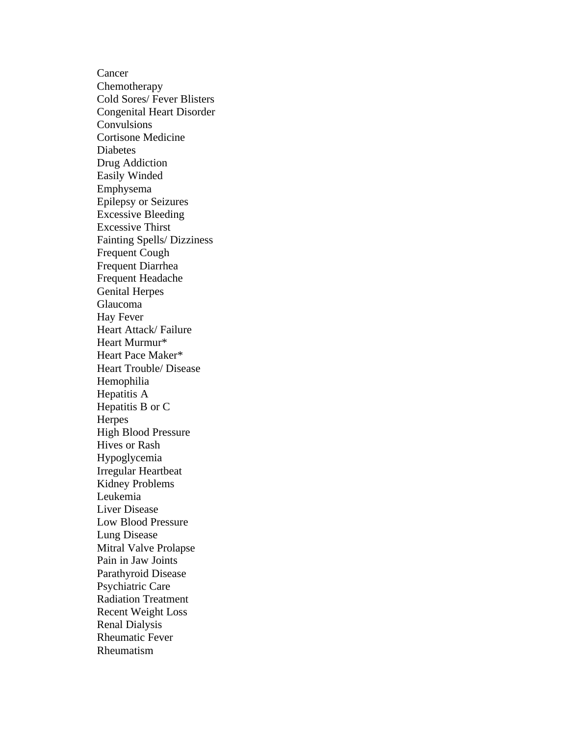Cancer
Chemotherapy
Cold Sores/ Fever Blisters
Congenital Heart Disorder
Convulsions
Cortisone Medicine
Diabetes
Drug Addiction
Easily Winded
Emphysema
Epilepsy or Seizures
Excessive Bleeding
Excessive Thirst
Fainting Spells/ Dizziness
Frequent Cough
Frequent Diarrhea
Frequent Headache
Genital Herpes
Glaucoma
Hay Fever
Heart Attack/ Failure
Heart Murmur*
Heart Pace Maker*
Heart Trouble/ Disease
Hemophilia
Hepatitis A
Hepatitis B or C
Herpes
High Blood Pressure
Hives or Rash
Hypoglycemia
Irregular Heartbeat
Kidney Problems
Leukemia
Liver Disease
Low Blood Pressure
Lung Disease
Mitral Valve Prolapse
Pain in Jaw Joints
Parathyroid Disease
Psychiatric Care
Radiation Treatment
Recent Weight Loss
Renal Dialysis
Rheumatic Fever
Rheumatism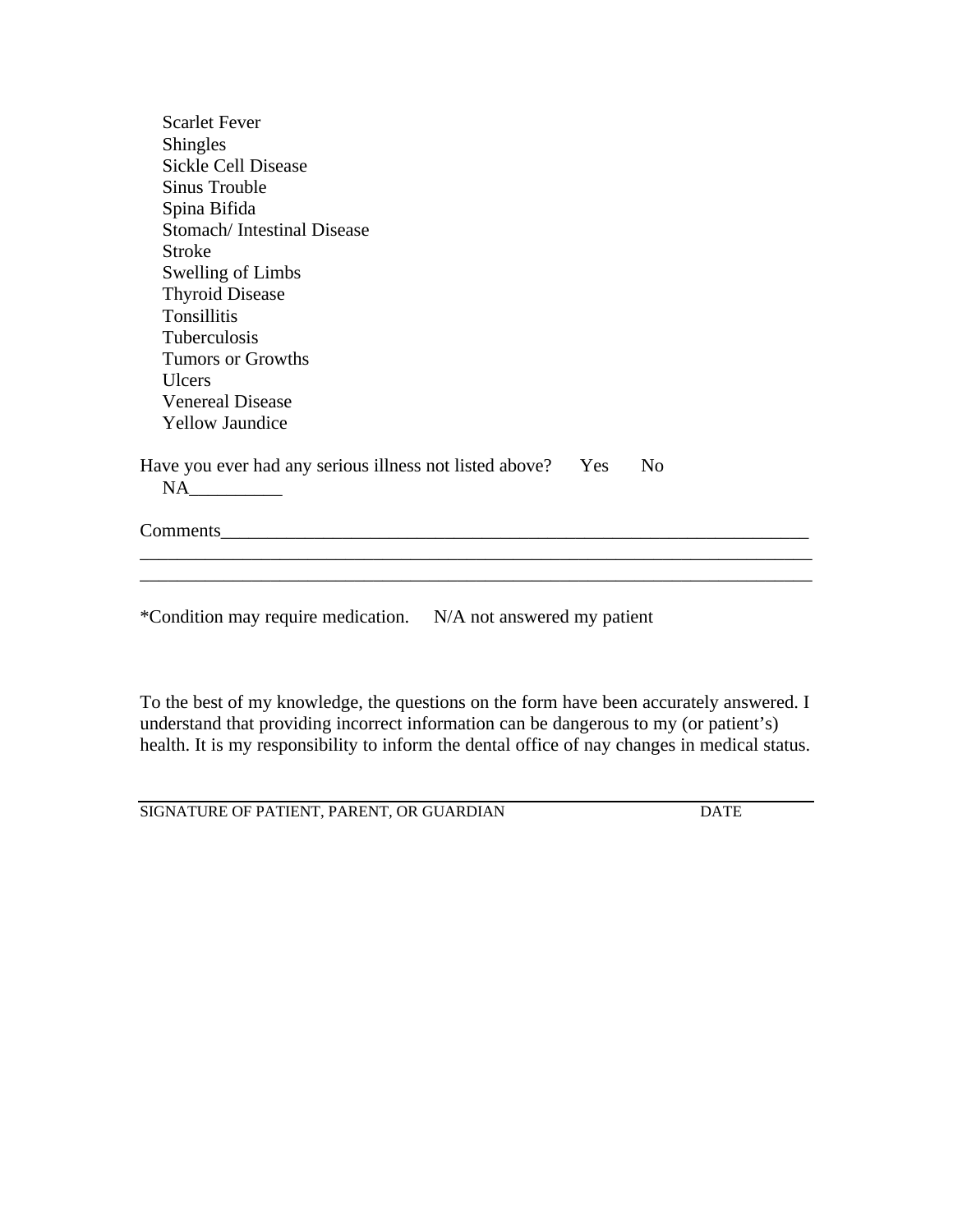Scarlet Fever
Shingles
Sickle Cell Disease
Sinus Trouble
Spina Bifida
Stomach/ Intestinal Disease
Stroke
Swelling of Limbs
Thyroid Disease
Tonsillitis
Tuberculosis
Tumors or Growths
Ulcers
Venereal Disease
Yellow Jaundice

Have you ever had any serious illness not listed above?  Yes  No
NA__________

Comments_________________________________________________________________
___________________________________________________________________________
___________________________________________________________________________

*Condition may require medication.  N/A not answered my patient

To the best of my knowledge, the questions on the form have been accurately answered. I understand that providing incorrect information can be dangerous to my (or patient's) health. It is my responsibility to inform the dental office of nay changes in medical status.

___________________________________________________________________________
SIGNATURE OF PATIENT, PARENT, OR GUARDIAN                    DATE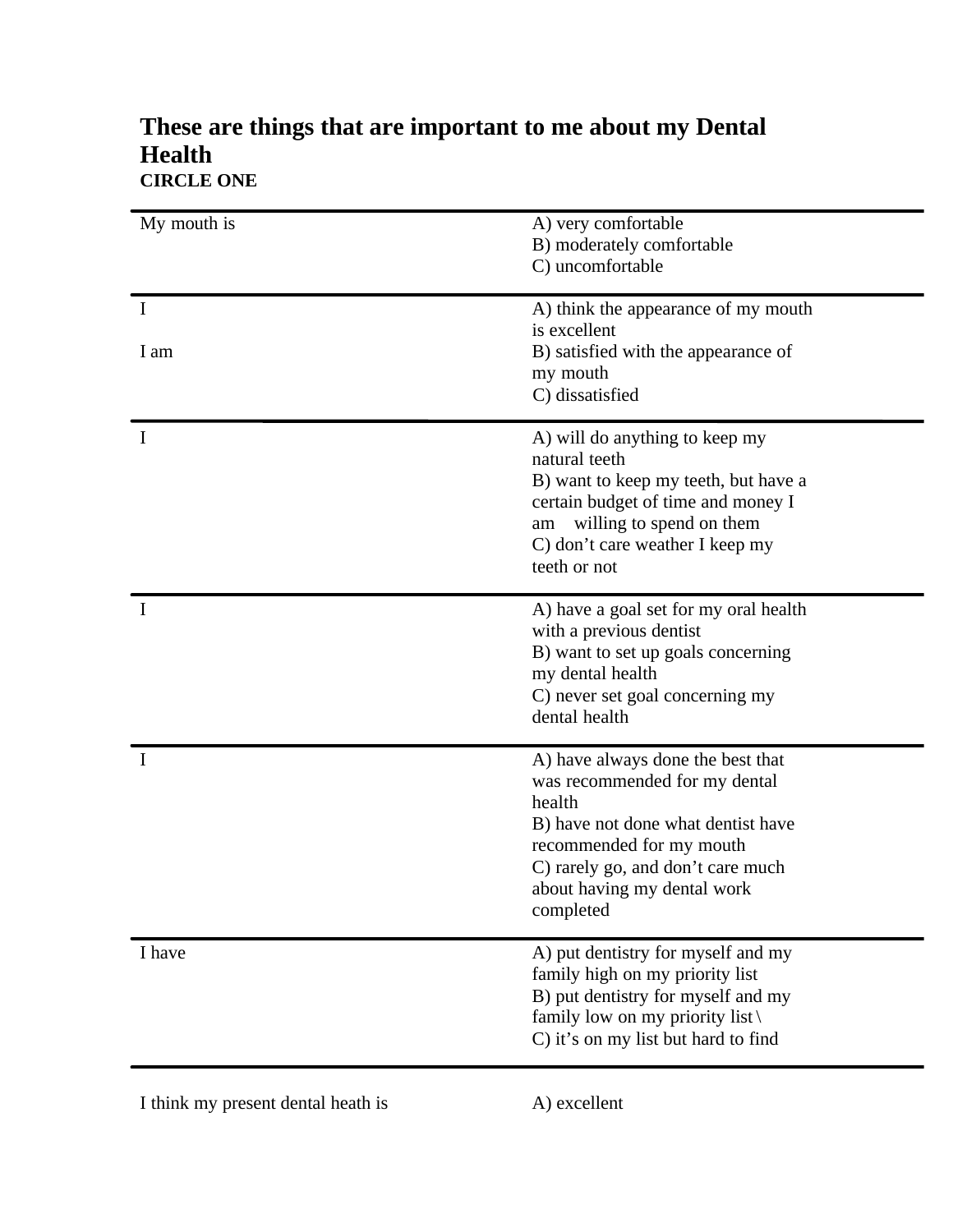**These are things that are important to me about my Dental Health**
**CIRCLE ONE**

| | |
|---|---|
| My mouth is | A) very comfortable<br>B) moderately comfortable<br>C) uncomfortable |
| I<br><br>I am | A) think the appearance of my mouth is excellent<br>B) satisfied with the appearance of my mouth<br>C) dissatisfied |
| I | A) will do anything to keep my natural teeth<br>B) want to keep my teeth, but have a certain budget of time and money I am willing to spend on them<br>C) don't care weather I keep my teeth or not |
| I | A) have a goal set for my oral health with a previous dentist<br>B) want to set up goals concerning my dental health<br>C) never set goal concerning my dental health |
| I | A) have always done the best that was recommended for my dental health<br>B) have not done what dentist have recommended for my mouth<br>C) rarely go, and don't care much about having my dental work completed |
| I have | A) put dentistry for myself and my family high on my priority list<br>B) put dentistry for myself and my family low on my priority list \<br>C) it's on my list but hard to find |
| I think my present dental heath is | A) excellent |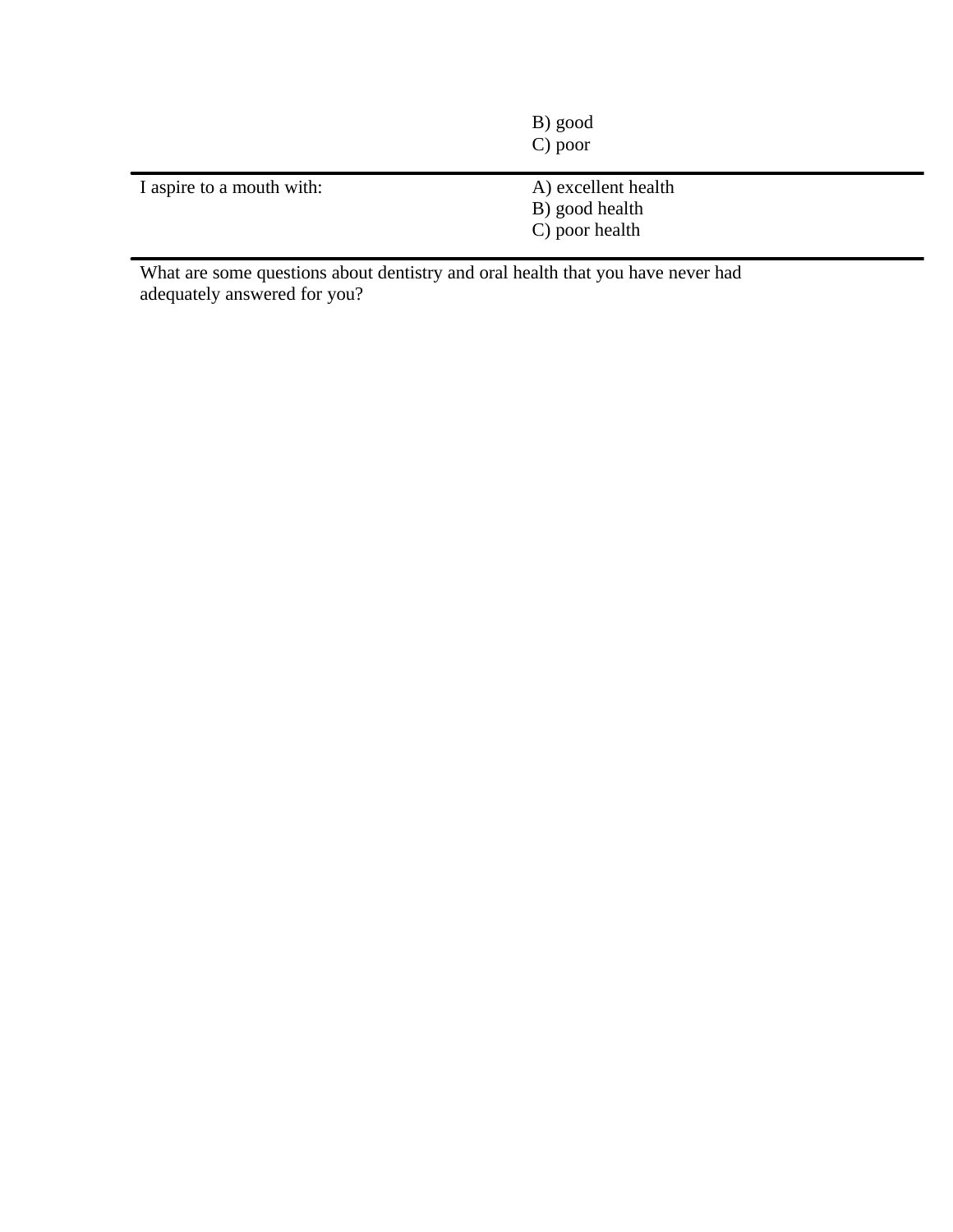| | |
|---|---|
| | B) good<br>C) poor |
| I aspire to a mouth with: | A) excellent health<br>B) good health<br>C) poor health |

What are some questions about dentistry and oral health that you have never had adequately answered for you?